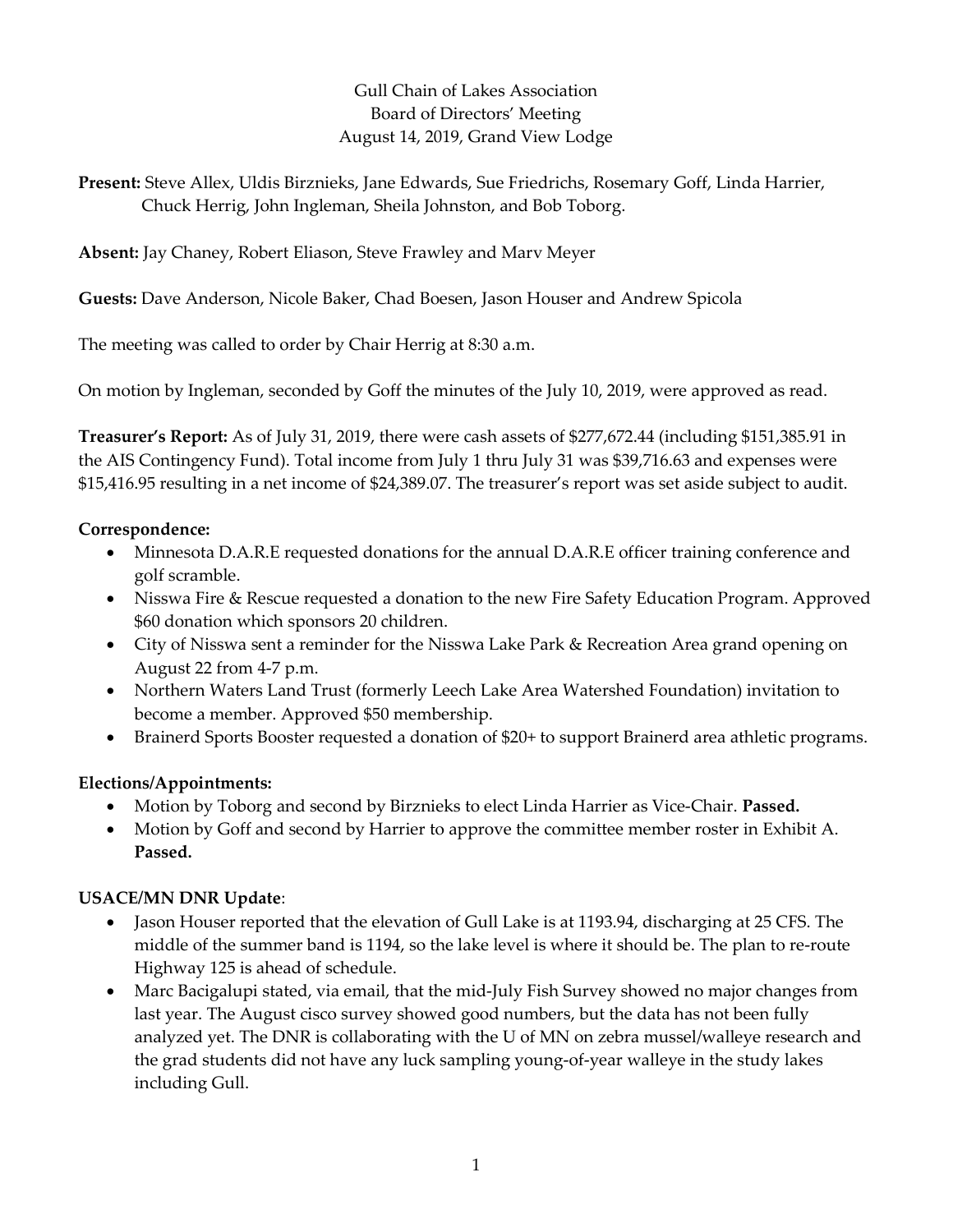Gull Chain of Lakes Association
Board of Directors' Meeting
August 14, 2019, Grand View Lodge

**Present:** Steve Allex, Uldis Birznieks, Jane Edwards, Sue Friedrichs, Rosemary Goff, Linda Harrier, Chuck Herrig, John Ingleman, Sheila Johnston, and Bob Toborg.

**Absent:** Jay Chaney, Robert Eliason, Steve Frawley and Marv Meyer

**Guests:** Dave Anderson, Nicole Baker, Chad Boesen, Jason Houser and Andrew Spicola

The meeting was called to order by Chair Herrig at 8:30 a.m.

On motion by Ingleman, seconded by Goff the minutes of the July 10, 2019, were approved as read.

**Treasurer's Report:** As of July 31, 2019, there were cash assets of $277,672.44 (including $151,385.91 in the AIS Contingency Fund). Total income from July 1 thru July 31 was $39,716.63 and expenses were $15,416.95 resulting in a net income of $24,389.07. The treasurer's report was set aside subject to audit.

**Correspondence:**

- Minnesota D.A.R.E requested donations for the annual D.A.R.E officer training conference and golf scramble.
- Nisswa Fire & Rescue requested a donation to the new Fire Safety Education Program. Approved $60 donation which sponsors 20 children.
- City of Nisswa sent a reminder for the Nisswa Lake Park & Recreation Area grand opening on August 22 from 4-7 p.m.
- Northern Waters Land Trust (formerly Leech Lake Area Watershed Foundation) invitation to become a member. Approved $50 membership.
- Brainerd Sports Booster requested a donation of $20+ to support Brainerd area athletic programs.

**Elections/Appointments:**

- Motion by Toborg and second by Birznieks to elect Linda Harrier as Vice-Chair. **Passed.**
- Motion by Goff and second by Harrier to approve the committee member roster in Exhibit A. **Passed.**

**USACE/MN DNR Update**:

- Jason Houser reported that the elevation of Gull Lake is at 1193.94, discharging at 25 CFS. The middle of the summer band is 1194, so the lake level is where it should be. The plan to re-route Highway 125 is ahead of schedule.
- Marc Bacigalupi stated, via email, that the mid-July Fish Survey showed no major changes from last year. The August cisco survey showed good numbers, but the data has not been fully analyzed yet. The DNR is collaborating with the U of MN on zebra mussel/walleye research and the grad students did not have any luck sampling young-of-year walleye in the study lakes including Gull.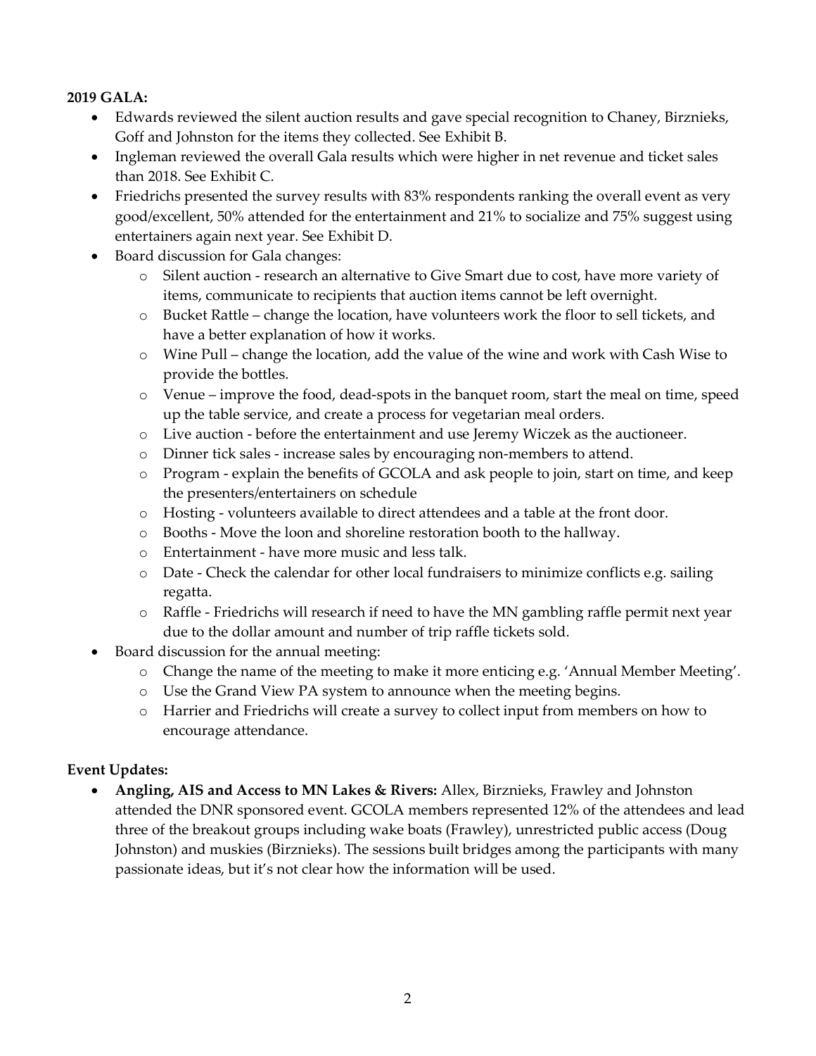**2019 GALA:**

- Edwards reviewed the silent auction results and gave special recognition to Chaney, Birznieks, Goff and Johnston for the items they collected. See Exhibit B.
- Ingleman reviewed the overall Gala results which were higher in net revenue and ticket sales than 2018. See Exhibit C.
- Friedrichs presented the survey results with 83% respondents ranking the overall event as very good/excellent, 50% attended for the entertainment and 21% to socialize and 75% suggest using entertainers again next year. See Exhibit D.
- Board discussion for Gala changes:
  - Silent auction - research an alternative to Give Smart due to cost, have more variety of items, communicate to recipients that auction items cannot be left overnight.
  - Bucket Rattle – change the location, have volunteers work the floor to sell tickets, and have a better explanation of how it works.
  - Wine Pull – change the location, add the value of the wine and work with Cash Wise to provide the bottles.
  - Venue – improve the food, dead-spots in the banquet room, start the meal on time, speed up the table service, and create a process for vegetarian meal orders.
  - Live auction - before the entertainment and use Jeremy Wiczek as the auctioneer.
  - Dinner tick sales - increase sales by encouraging non-members to attend.
  - Program - explain the benefits of GCOLA and ask people to join, start on time, and keep the presenters/entertainers on schedule
  - Hosting - volunteers available to direct attendees and a table at the front door.
  - Booths - Move the loon and shoreline restoration booth to the hallway.
  - Entertainment - have more music and less talk.
  - Date - Check the calendar for other local fundraisers to minimize conflicts e.g. sailing regatta.
  - Raffle - Friedrichs will research if need to have the MN gambling raffle permit next year due to the dollar amount and number of trip raffle tickets sold.
- Board discussion for the annual meeting:
  - Change the name of the meeting to make it more enticing e.g. 'Annual Member Meeting'.
  - Use the Grand View PA system to announce when the meeting begins.
  - Harrier and Friedrichs will create a survey to collect input from members on how to encourage attendance.

**Event Updates:**

- **Angling, AIS and Access to MN Lakes & Rivers:** Allex, Birznieks, Frawley and Johnston attended the DNR sponsored event. GCOLA members represented 12% of the attendees and lead three of the breakout groups including wake boats (Frawley), unrestricted public access (Doug Johnston) and muskies (Birznieks). The sessions built bridges among the participants with many passionate ideas, but it's not clear how the information will be used.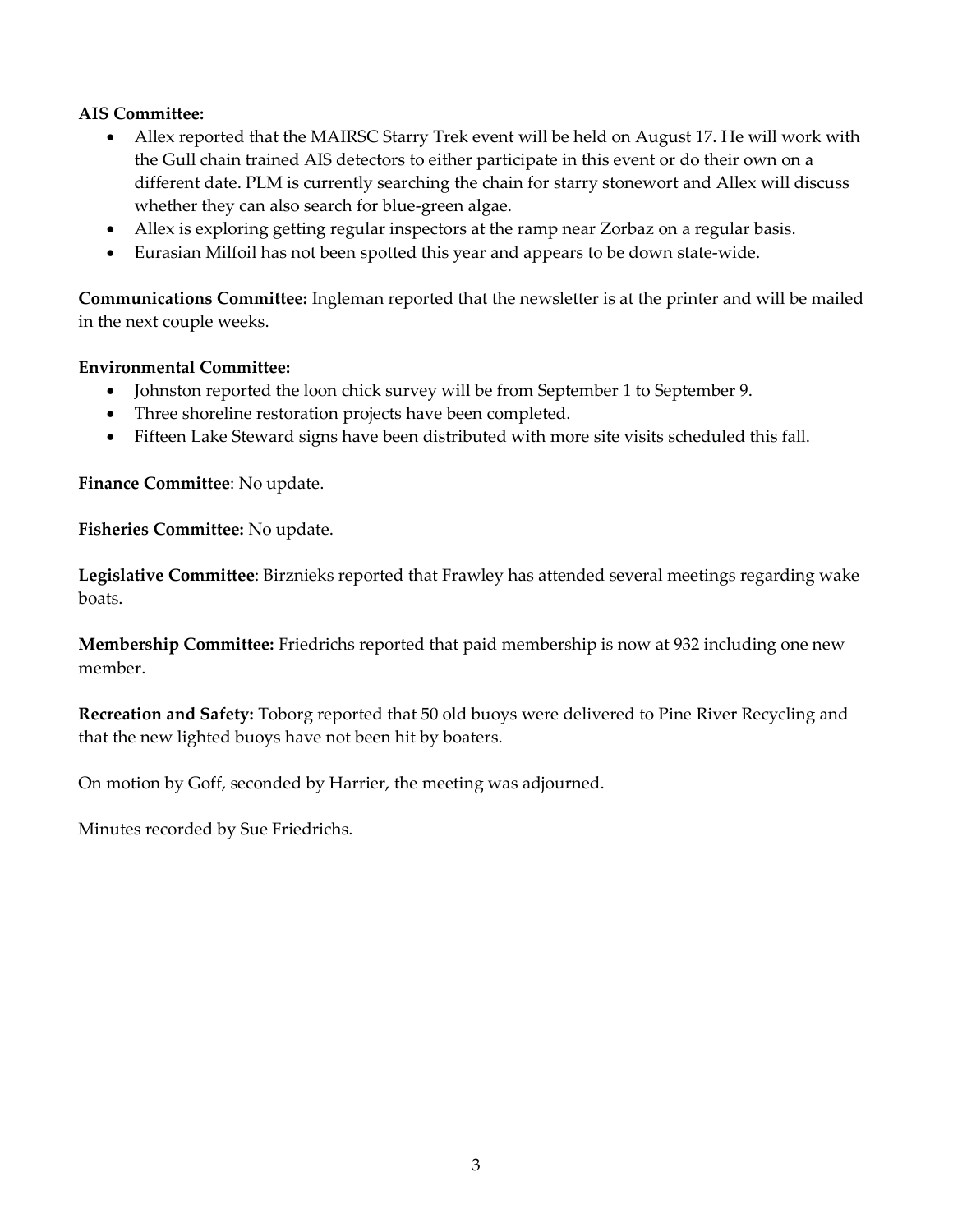**AIS Committee:**

- Allex reported that the MAIRSC Starry Trek event will be held on August 17. He will work with the Gull chain trained AIS detectors to either participate in this event or do their own on a different date. PLM is currently searching the chain for starry stonewort and Allex will discuss whether they can also search for blue-green algae.
- Allex is exploring getting regular inspectors at the ramp near Zorbaz on a regular basis.
- Eurasian Milfoil has not been spotted this year and appears to be down state-wide.

**Communications Committee:** Ingleman reported that the newsletter is at the printer and will be mailed in the next couple weeks.

**Environmental Committee:**

- Johnston reported the loon chick survey will be from September 1 to September 9.
- Three shoreline restoration projects have been completed.
- Fifteen Lake Steward signs have been distributed with more site visits scheduled this fall.

**Finance Committee**: No update.

**Fisheries Committee:** No update.

**Legislative Committee**: Birznieks reported that Frawley has attended several meetings regarding wake boats.

**Membership Committee:** Friedrichs reported that paid membership is now at 932 including one new member.

**Recreation and Safety:** Toborg reported that 50 old buoys were delivered to Pine River Recycling and that the new lighted buoys have not been hit by boaters.

On motion by Goff, seconded by Harrier, the meeting was adjourned.

Minutes recorded by Sue Friedrichs.